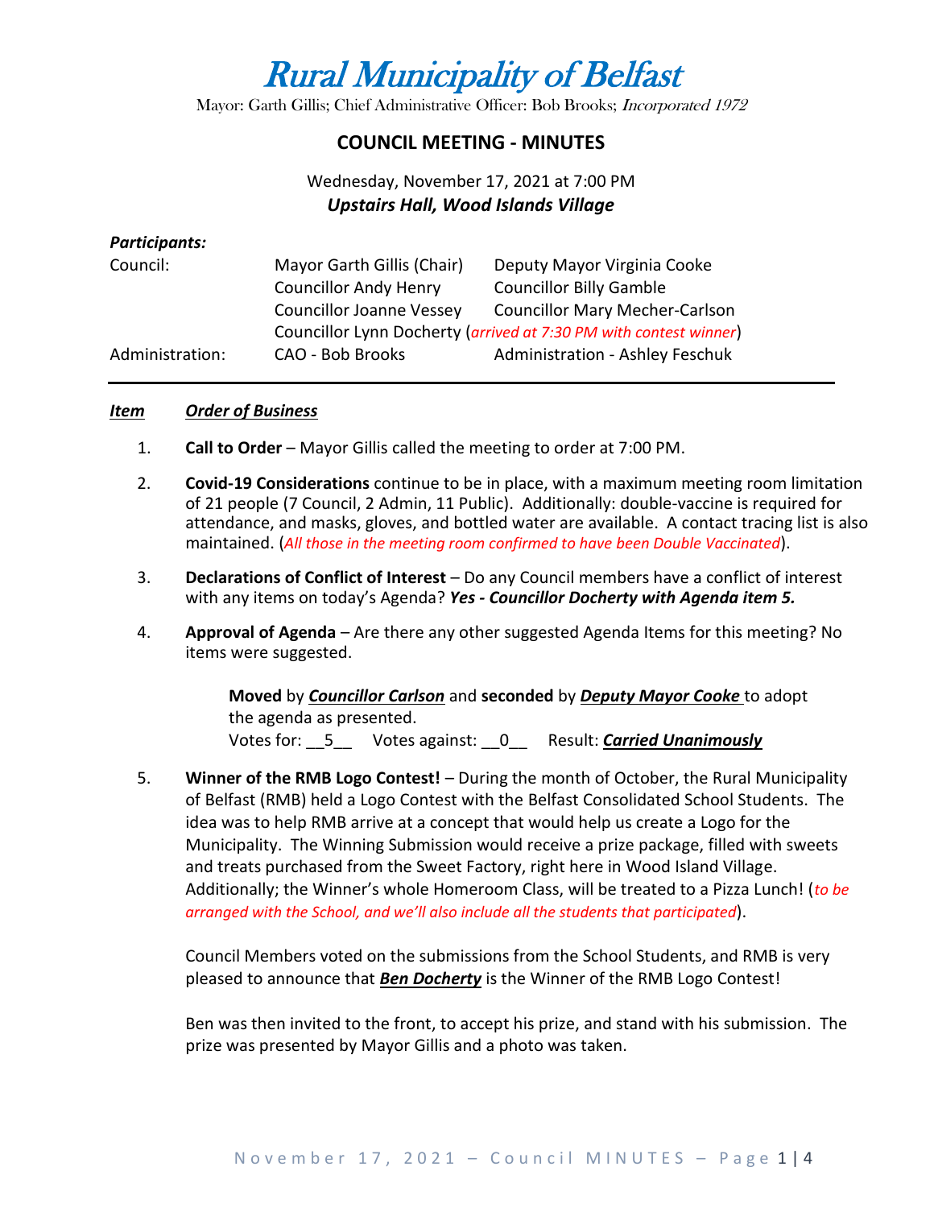# *Rural Municipality of Belfast*

Mayor: Garth Gillis; Chief Administrative Officer: Bob Brooks; *Incorporated 1972*

## COUNCIL MEETING - MINUTES

Wednesday, November 17, 2021 at 7:00 PM
***Upstairs Hall, Wood Islands Village***

***Participants:***

| | | |
|---|---|---|
| Council: | Mayor Garth Gillis (Chair) | Deputy Mayor Virginia Cooke |
| | Councillor Andy Henry | Councillor Billy Gamble |
| | Councillor Joanne Vessey | Councillor Mary Mecher-Carlson |
| | Councillor Lynn Docherty (*arrived at 7:30 PM with contest winner*) | |
| Administration: | CAO - Bob Brooks | Administration - Ashley Feschuk |

***Item*** ***Order of Business***

1. **Call to Order** – Mayor Gillis called the meeting to order at 7:00 PM.

2. **Covid-19 Considerations** continue to be in place, with a maximum meeting room limitation of 21 people (7 Council, 2 Admin, 11 Public). Additionally: double-vaccine is required for attendance, and masks, gloves, and bottled water are available. A contact tracing list is also maintained. (*All those in the meeting room confirmed to have been Double Vaccinated*).

3. **Declarations of Conflict of Interest** – Do any Council members have a conflict of interest with any items on today's Agenda? ***Yes - Councillor Docherty with Agenda item 5.***

4. **Approval of Agenda** – Are there any other suggested Agenda Items for this meeting? No items were suggested.

   **Moved** by ***Councillor Carlson*** and **seconded** by ***Deputy Mayor Cooke*** to adopt the agenda as presented.
   Votes for: __5__ Votes against: __0__ Result: ***Carried Unanimously***

5. **Winner of the RMB Logo Contest!** – During the month of October, the Rural Municipality of Belfast (RMB) held a Logo Contest with the Belfast Consolidated School Students. The idea was to help RMB arrive at a concept that would help us create a Logo for the Municipality. The Winning Submission would receive a prize package, filled with sweets and treats purchased from the Sweet Factory, right here in Wood Island Village. Additionally; the Winner's whole Homeroom Class, will be treated to a Pizza Lunch! (*to be arranged with the School, and we'll also include all the students that participated*).

   Council Members voted on the submissions from the School Students, and RMB is very pleased to announce that ***Ben Docherty*** is the Winner of the RMB Logo Contest!

   Ben was then invited to the front, to accept his prize, and stand with his submission. The prize was presented by Mayor Gillis and a photo was taken.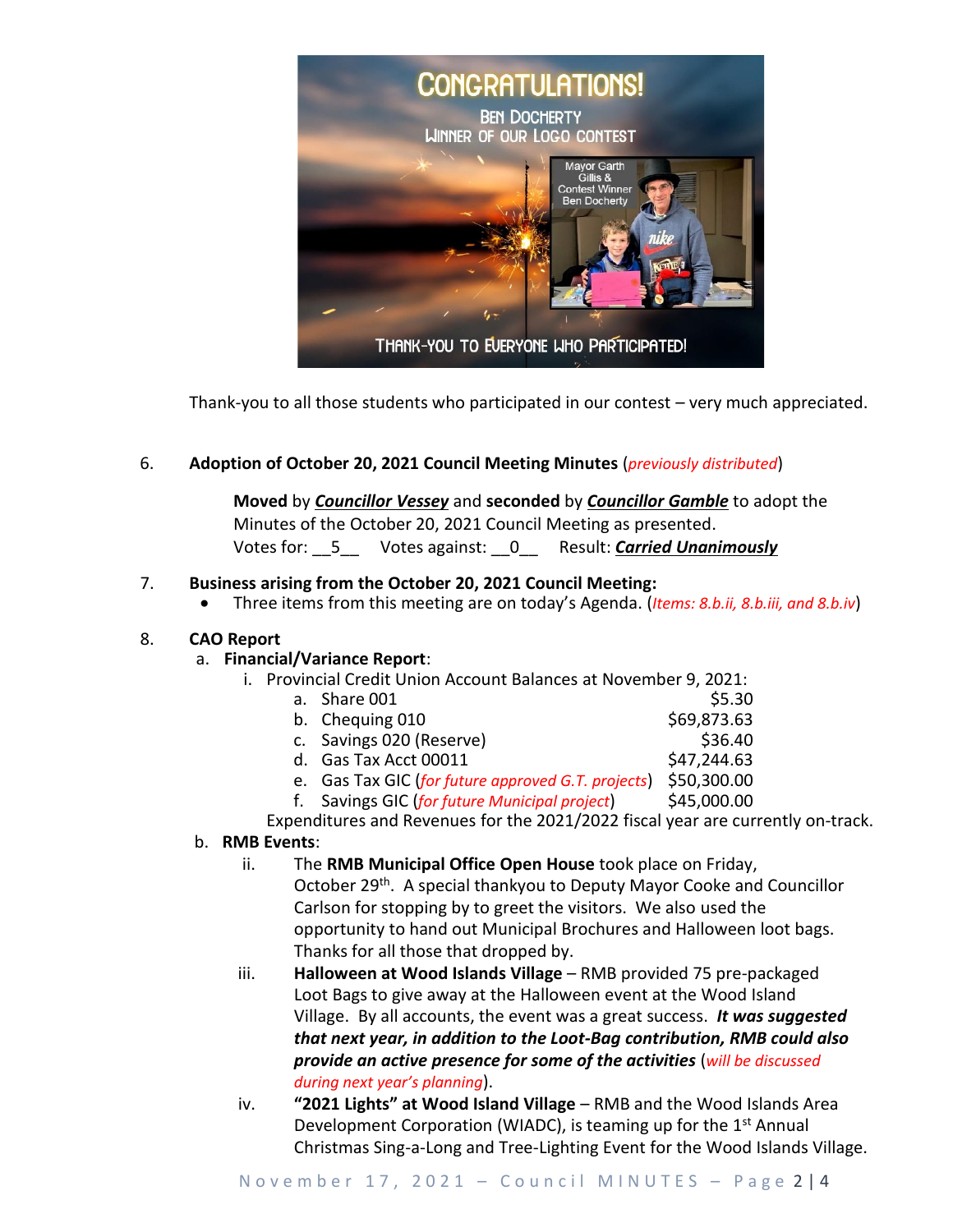CONGRATULATIONS!

BEN DOCHERTY
WINNER OF OUR LOGO CONTEST

Mayor Garth Gillis & Contest Winner Ben Docherty

THANK-YOU TO EVERYONE WHO PARTICIPATED!

Thank-you to all those students who participated in our contest – very much appreciated.

6. **Adoption of October 20, 2021 Council Meeting Minutes** (*previously distributed*)

   **Moved** by ***Councillor Vessey*** and **seconded** by ***Councillor Gamble*** to adopt the Minutes of the October 20, 2021 Council Meeting as presented.
   Votes for: __5__ Votes against: __0__ Result: ***Carried Unanimously***

7. **Business arising from the October 20, 2021 Council Meeting:**
   - Three items from this meeting are on today's Agenda. (*Items: 8.b.ii, 8.b.iii, and 8.b.iv*)

8. **CAO Report**

   a. **Financial/Variance Report**:

      i. Provincial Credit Union Account Balances at November 9, 2021:

| | | |
|---|---|---|
| a. | Share 001 | $5.30 |
| b. | Chequing 010 | $69,873.63 |
| c. | Savings 020 (Reserve) | $36.40 |
| d. | Gas Tax Acct 00011 | $47,244.63 |
| e. | Gas Tax GIC (*for future approved G.T. projects*) | $50,300.00 |
| f. | Savings GIC (*for future Municipal project*) | $45,000.00 |

      Expenditures and Revenues for the 2021/2022 fiscal year are currently on-track.

   b. **RMB Events**:

      ii. The **RMB Municipal Office Open House** took place on Friday, October 29th. A special thankyou to Deputy Mayor Cooke and Councillor Carlson for stopping by to greet the visitors. We also used the opportunity to hand out Municipal Brochures and Halloween loot bags. Thanks for all those that dropped by.

      iii. **Halloween at Wood Islands Village** – RMB provided 75 pre-packaged Loot Bags to give away at the Halloween event at the Wood Island Village. By all accounts, the event was a great success. ***It was suggested that next year, in addition to the Loot-Bag contribution, RMB could also provide an active presence for some of the activities*** (*will be discussed during next year's planning*).

      iv. **"2021 Lights" at Wood Island Village** – RMB and the Wood Islands Area Development Corporation (WIADC), is teaming up for the 1st Annual Christmas Sing-a-Long and Tree-Lighting Event for the Wood Islands Village.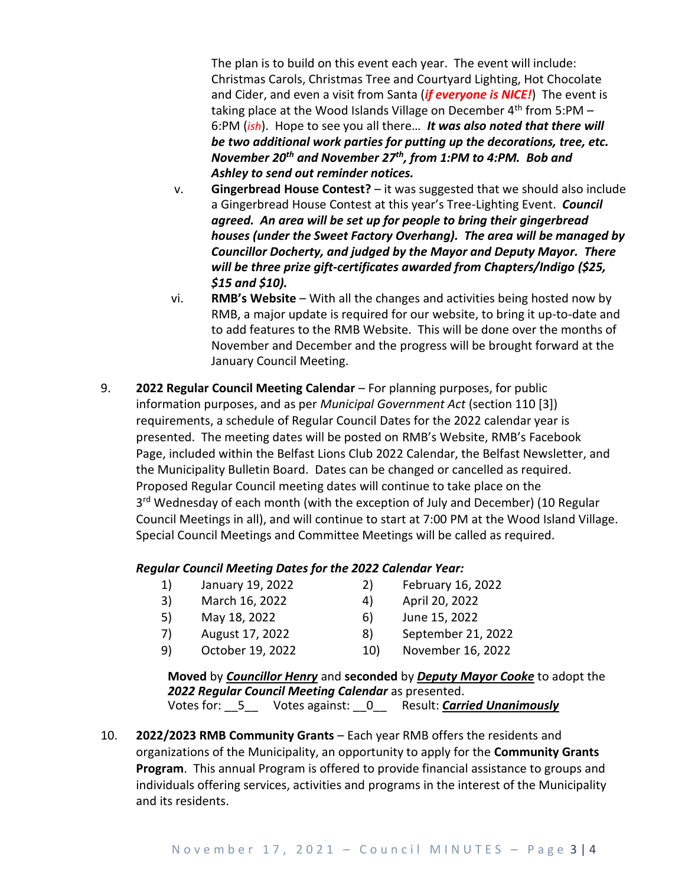The plan is to build on this event each year. The event will include: Christmas Carols, Christmas Tree and Courtyard Lighting, Hot Chocolate and Cider, and even a visit from Santa (***if everyone is NICE!***) The event is taking place at the Wood Islands Village on December 4th from 5:PM – 6:PM (*ish*). Hope to see you all there… ***It was also noted that there will be two additional work parties for putting up the decorations, tree, etc. November 20th and November 27th, from 1:PM to 4:PM. Bob and Ashley to send out reminder notices.***

v. **Gingerbread House Contest?** – it was suggested that we should also include a Gingerbread House Contest at this year's Tree-Lighting Event. ***Council agreed. An area will be set up for people to bring their gingerbread houses (under the Sweet Factory Overhang). The area will be managed by Councillor Docherty, and judged by the Mayor and Deputy Mayor. There will be three prize gift-certificates awarded from Chapters/Indigo ($25, $15 and $10).***

vi. **RMB's Website** – With all the changes and activities being hosted now by RMB, a major update is required for our website, to bring it up-to-date and to add features to the RMB Website. This will be done over the months of November and December and the progress will be brought forward at the January Council Meeting.

9. **2022 Regular Council Meeting Calendar** – For planning purposes, for public information purposes, and as per *Municipal Government Act* (section 110 [3]) requirements, a schedule of Regular Council Dates for the 2022 calendar year is presented. The meeting dates will be posted on RMB's Website, RMB's Facebook Page, included within the Belfast Lions Club 2022 Calendar, the Belfast Newsletter, and the Municipality Bulletin Board. Dates can be changed or cancelled as required. Proposed Regular Council meeting dates will continue to take place on the 3rd Wednesday of each month (with the exception of July and December) (10 Regular Council Meetings in all), and will continue to start at 7:00 PM at the Wood Island Village. Special Council Meetings and Committee Meetings will be called as required.

***Regular Council Meeting Dates for the 2022 Calendar Year:***

1) January 19, 2022
2) February 16, 2022
3) March 16, 2022
4) April 20, 2022
5) May 18, 2022
6) June 15, 2022
7) August 17, 2022
8) September 21, 2022
9) October 19, 2022
10) November 16, 2022

**Moved** by ***Councillor Henry*** and **seconded** by ***Deputy Mayor Cooke*** to adopt the ***2022 Regular Council Meeting Calendar*** as presented.
Votes for: __5__ Votes against: __0__ Result: ***Carried Unanimously***

10. **2022/2023 RMB Community Grants** – Each year RMB offers the residents and organizations of the Municipality, an opportunity to apply for the **Community Grants Program**. This annual Program is offered to provide financial assistance to groups and individuals offering services, activities and programs in the interest of the Municipality and its residents.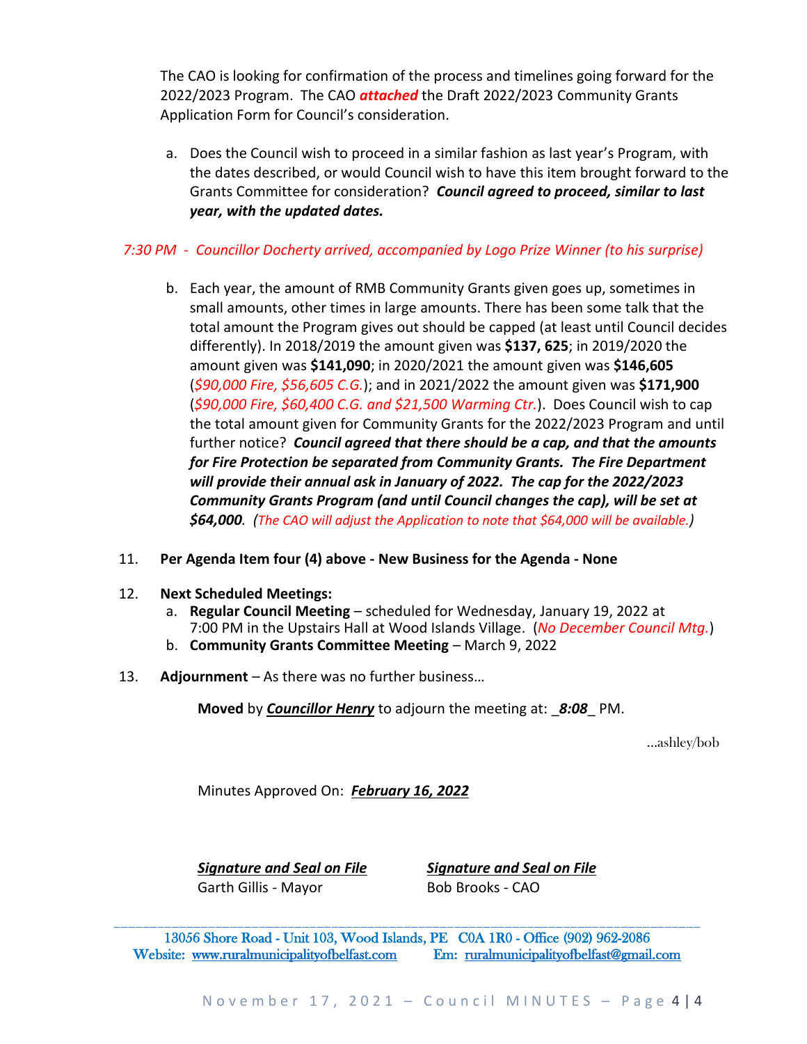The CAO is looking for confirmation of the process and timelines going forward for the 2022/2023 Program. The CAO ***attached*** the Draft 2022/2023 Community Grants Application Form for Council's consideration.

a. Does the Council wish to proceed in a similar fashion as last year's Program, with the dates described, or would Council wish to have this item brought forward to the Grants Committee for consideration? ***Council agreed to proceed, similar to last year, with the updated dates.***

*7:30 PM - Councillor Docherty arrived, accompanied by Logo Prize Winner (to his surprise)*

b. Each year, the amount of RMB Community Grants given goes up, sometimes in small amounts, other times in large amounts. There has been some talk that the total amount the Program gives out should be capped (at least until Council decides differently). In 2018/2019 the amount given was **$137, 625**; in 2019/2020 the amount given was **$141,090**; in 2020/2021 the amount given was **$146,605** (*$90,000 Fire, $56,605 C.G.*); and in 2021/2022 the amount given was **$171,900** (*$90,000 Fire, $60,400 C.G. and $21,500 Warming Ctr.*). Does Council wish to cap the total amount given for Community Grants for the 2022/2023 Program and until further notice? ***Council agreed that there should be a cap, and that the amounts for Fire Protection be separated from Community Grants. The Fire Department will provide their annual ask in January of 2022. The cap for the 2022/2023 Community Grants Program (and until Council changes the cap), will be set at $64,000***. *(The CAO will adjust the Application to note that $64,000 will be available.)*

11. **Per Agenda Item four (4) above - New Business for the Agenda - None**

12. **Next Scheduled Meetings:**
    a. **Regular Council Meeting** – scheduled for Wednesday, January 19, 2022 at 7:00 PM in the Upstairs Hall at Wood Islands Village. (*No December Council Mtg.*)
    b. **Community Grants Committee Meeting** – March 9, 2022

13. **Adjournment** – As there was no further business…

**Moved** by ***Councillor Henry*** to adjourn the meeting at: _***8:08***_ PM.

…ashley/bob

Minutes Approved On: ***February 16, 2022***

***Signature and Seal on File***
Garth Gillis - Mayor

***Signature and Seal on File***
Bob Brooks - CAO

13056 Shore Road - Unit 103, Wood Islands, PE C0A 1R0 - Office (902) 962-2086
Website: www.ruralmunicipalityofbelfast.com Em: ruralmunicipalityofbelfast@gmail.com